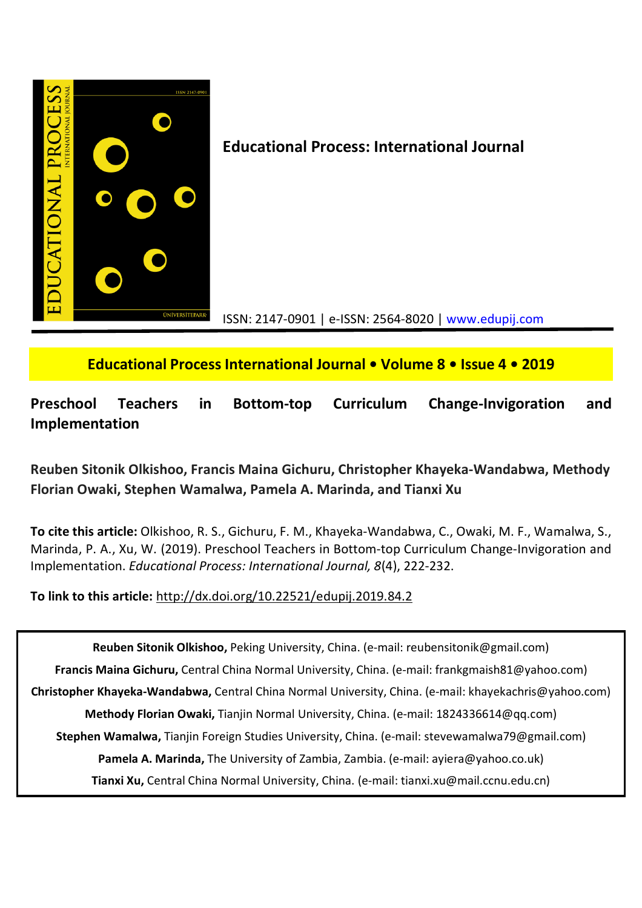# Educational Process: International Journal

ISSN: 2147-0901 | e-ISSN: 2564-8020 | www.edupij.com

**Educational Process International Journal • Volume 8 • Issue 4 • 2019**

## Preschool Teachers in Bottom-top Curriculum Change-Invigoration and Implementation

**Reuben Sitonik Olkishoo, Francis Maina Gichuru, Christopher Khayeka-Wandabwa, Methody Florian Owaki, Stephen Wamalwa, Pamela A. Marinda, and Tianxi Xu**

**To cite this article:** Olkishoo, R. S., Gichuru, F. M., Khayeka-Wandabwa, C., Owaki, M. F., Wamalwa, S., Marinda, P. A., Xu, W. (2019). Preschool Teachers in Bottom-top Curriculum Change-Invigoration and Implementation. *Educational Process: International Journal, 8*(4), 222-232.

**To link to this article:** http://dx.doi.org/10.22521/edupij.2019.84.2

**Reuben Sitonik Olkishoo,** Peking University, China. (e-mail: reubensitonik@gmail.com)

**Francis Maina Gichuru,** Central China Normal University, China. (e-mail: frankgmaish81@yahoo.com)

**Christopher Khayeka-Wandabwa,** Central China Normal University, China. (e-mail: khayekachris@yahoo.com)

**Methody Florian Owaki,** Tianjin Normal University, China. (e-mail: 1824336614@qq.com)

**Stephen Wamalwa,** Tianjin Foreign Studies University, China. (e-mail: stevewamalwa79@gmail.com)

**Pamela A. Marinda,** The University of Zambia, Zambia. (e-mail: ayiera@yahoo.co.uk)

**Tianxi Xu,** Central China Normal University, China. (e-mail: tianxi.xu@mail.ccnu.edu.cn)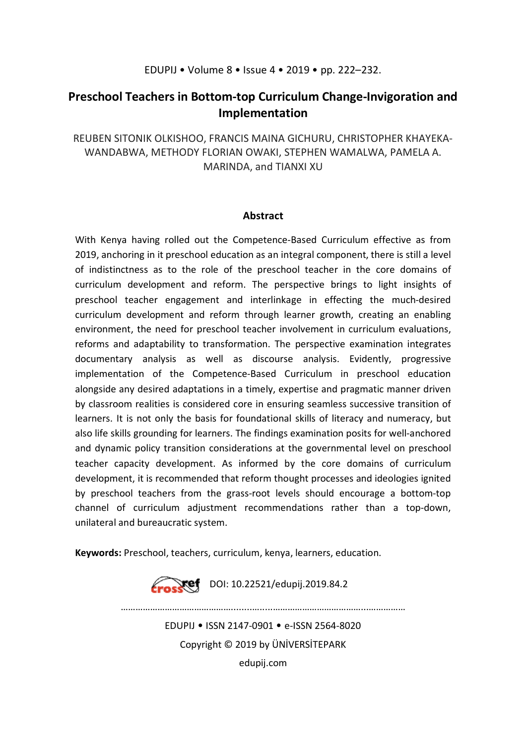# Preschool Teachers in Bottom-top Curriculum Change-Invigoration and Implementation

REUBEN SITONIK OLKISHOO, FRANCIS MAINA GICHURU, CHRISTOPHER KHAYEKA-WANDABWA, METHODY FLORIAN OWAKI, STEPHEN WAMALWA, PAMELA A. MARINDA, and TIANXI XU

## Abstract

With Kenya having rolled out the Competence-Based Curriculum effective as from 2019, anchoring in it preschool education as an integral component, there is still a level of indistinctness as to the role of the preschool teacher in the core domains of curriculum development and reform. The perspective brings to light insights of preschool teacher engagement and interlinkage in effecting the much-desired curriculum development and reform through learner growth, creating an enabling environment, the need for preschool teacher involvement in curriculum evaluations, reforms and adaptability to transformation. The perspective examination integrates documentary analysis as well as discourse analysis. Evidently, progressive implementation of the Competence-Based Curriculum in preschool education alongside any desired adaptations in a timely, expertise and pragmatic manner driven by classroom realities is considered core in ensuring seamless successive transition of learners. It is not only the basis for foundational skills of literacy and numeracy, but also life skills grounding for learners. The findings examination posits for well-anchored and dynamic policy transition considerations at the governmental level on preschool teacher capacity development. As informed by the core domains of curriculum development, it is recommended that reform thought processes and ideologies ignited by preschool teachers from the grass-root levels should encourage a bottom-top channel of curriculum adjustment recommendations rather than a top-down, unilateral and bureaucratic system.

**Keywords:** Preschool, teachers, curriculum, kenya, learners, education.

DOI: 10.22521/edupij.2019.84.2

EDUPIJ • ISSN 2147-0901 • e-ISSN 2564-8020

Copyright © 2019 by ÜNİVERSİTEPARK

edupij.com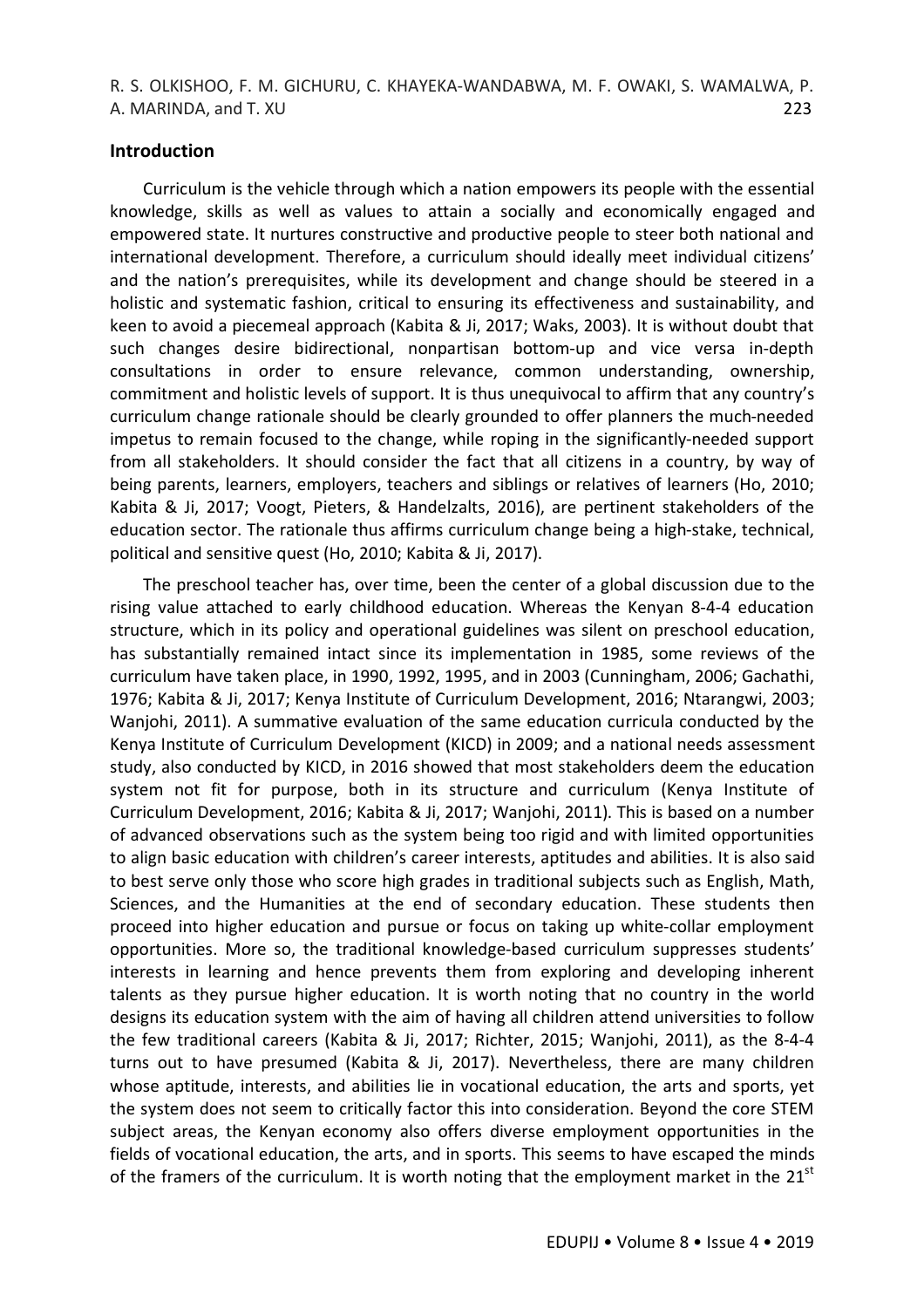## Introduction

Curriculum is the vehicle through which a nation empowers its people with the essential knowledge, skills as well as values to attain a socially and economically engaged and empowered state. It nurtures constructive and productive people to steer both national and international development. Therefore, a curriculum should ideally meet individual citizens' and the nation's prerequisites, while its development and change should be steered in a holistic and systematic fashion, critical to ensuring its effectiveness and sustainability, and keen to avoid a piecemeal approach (Kabita & Ji, 2017; Waks, 2003). It is without doubt that such changes desire bidirectional, nonpartisan bottom-up and vice versa in-depth consultations in order to ensure relevance, common understanding, ownership, commitment and holistic levels of support. It is thus unequivocal to affirm that any country's curriculum change rationale should be clearly grounded to offer planners the much-needed impetus to remain focused to the change, while roping in the significantly-needed support from all stakeholders. It should consider the fact that all citizens in a country, by way of being parents, learners, employers, teachers and siblings or relatives of learners (Ho, 2010; Kabita & Ji, 2017; Voogt, Pieters, & Handelzalts, 2016), are pertinent stakeholders of the education sector. The rationale thus affirms curriculum change being a high-stake, technical, political and sensitive quest (Ho, 2010; Kabita & Ji, 2017).

The preschool teacher has, over time, been the center of a global discussion due to the rising value attached to early childhood education. Whereas the Kenyan 8-4-4 education structure, which in its policy and operational guidelines was silent on preschool education, has substantially remained intact since its implementation in 1985, some reviews of the curriculum have taken place, in 1990, 1992, 1995, and in 2003 (Cunningham, 2006; Gachathi, 1976; Kabita & Ji, 2017; Kenya Institute of Curriculum Development, 2016; Ntarangwi, 2003; Wanjohi, 2011). A summative evaluation of the same education curricula conducted by the Kenya Institute of Curriculum Development (KICD) in 2009; and a national needs assessment study, also conducted by KICD, in 2016 showed that most stakeholders deem the education system not fit for purpose, both in its structure and curriculum (Kenya Institute of Curriculum Development, 2016; Kabita & Ji, 2017; Wanjohi, 2011). This is based on a number of advanced observations such as the system being too rigid and with limited opportunities to align basic education with children's career interests, aptitudes and abilities. It is also said to best serve only those who score high grades in traditional subjects such as English, Math, Sciences, and the Humanities at the end of secondary education. These students then proceed into higher education and pursue or focus on taking up white-collar employment opportunities. More so, the traditional knowledge-based curriculum suppresses students' interests in learning and hence prevents them from exploring and developing inherent talents as they pursue higher education. It is worth noting that no country in the world designs its education system with the aim of having all children attend universities to follow the few traditional careers (Kabita & Ji, 2017; Richter, 2015; Wanjohi, 2011), as the 8-4-4 turns out to have presumed (Kabita & Ji, 2017). Nevertheless, there are many children whose aptitude, interests, and abilities lie in vocational education, the arts and sports, yet the system does not seem to critically factor this into consideration. Beyond the core STEM subject areas, the Kenyan economy also offers diverse employment opportunities in the fields of vocational education, the arts, and in sports. This seems to have escaped the minds of the framers of the curriculum. It is worth noting that the employment market in the 21st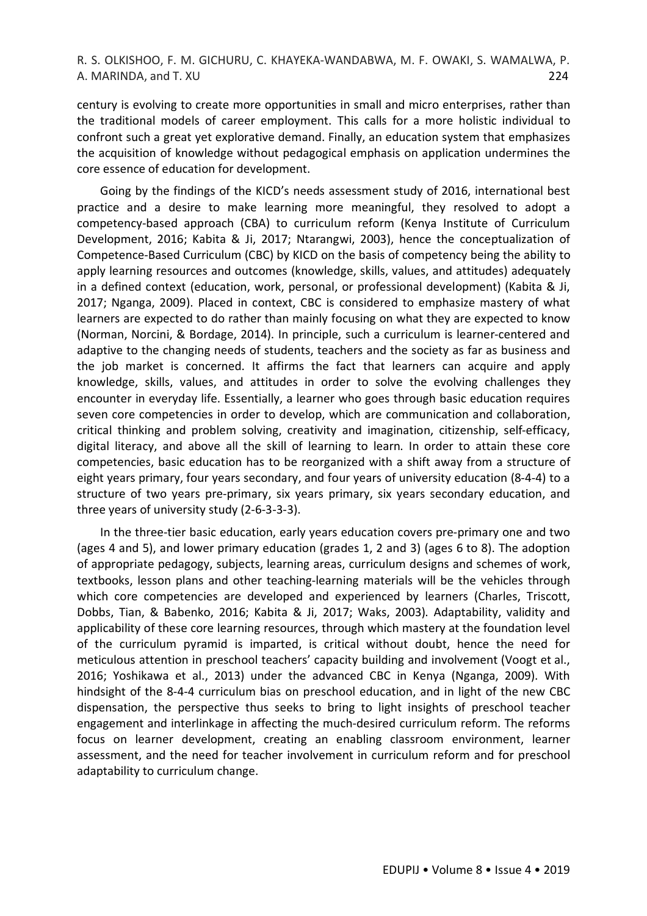century is evolving to create more opportunities in small and micro enterprises, rather than the traditional models of career employment. This calls for a more holistic individual to confront such a great yet explorative demand. Finally, an education system that emphasizes the acquisition of knowledge without pedagogical emphasis on application undermines the core essence of education for development.

Going by the findings of the KICD's needs assessment study of 2016, international best practice and a desire to make learning more meaningful, they resolved to adopt a competency-based approach (CBA) to curriculum reform (Kenya Institute of Curriculum Development, 2016; Kabita & Ji, 2017; Ntarangwi, 2003), hence the conceptualization of Competence-Based Curriculum (CBC) by KICD on the basis of competency being the ability to apply learning resources and outcomes (knowledge, skills, values, and attitudes) adequately in a defined context (education, work, personal, or professional development) (Kabita & Ji, 2017; Nganga, 2009). Placed in context, CBC is considered to emphasize mastery of what learners are expected to do rather than mainly focusing on what they are expected to know (Norman, Norcini, & Bordage, 2014). In principle, such a curriculum is learner-centered and adaptive to the changing needs of students, teachers and the society as far as business and the job market is concerned. It affirms the fact that learners can acquire and apply knowledge, skills, values, and attitudes in order to solve the evolving challenges they encounter in everyday life. Essentially, a learner who goes through basic education requires seven core competencies in order to develop, which are communication and collaboration, critical thinking and problem solving, creativity and imagination, citizenship, self-efficacy, digital literacy, and above all the skill of learning to learn. In order to attain these core competencies, basic education has to be reorganized with a shift away from a structure of eight years primary, four years secondary, and four years of university education (8-4-4) to a structure of two years pre-primary, six years primary, six years secondary education, and three years of university study (2-6-3-3-3).

In the three-tier basic education, early years education covers pre-primary one and two (ages 4 and 5), and lower primary education (grades 1, 2 and 3) (ages 6 to 8). The adoption of appropriate pedagogy, subjects, learning areas, curriculum designs and schemes of work, textbooks, lesson plans and other teaching-learning materials will be the vehicles through which core competencies are developed and experienced by learners (Charles, Triscott, Dobbs, Tian, & Babenko, 2016; Kabita & Ji, 2017; Waks, 2003). Adaptability, validity and applicability of these core learning resources, through which mastery at the foundation level of the curriculum pyramid is imparted, is critical without doubt, hence the need for meticulous attention in preschool teachers' capacity building and involvement (Voogt et al., 2016; Yoshikawa et al., 2013) under the advanced CBC in Kenya (Nganga, 2009). With hindsight of the 8-4-4 curriculum bias on preschool education, and in light of the new CBC dispensation, the perspective thus seeks to bring to light insights of preschool teacher engagement and interlinkage in affecting the much-desired curriculum reform. The reforms focus on learner development, creating an enabling classroom environment, learner assessment, and the need for teacher involvement in curriculum reform and for preschool adaptability to curriculum change.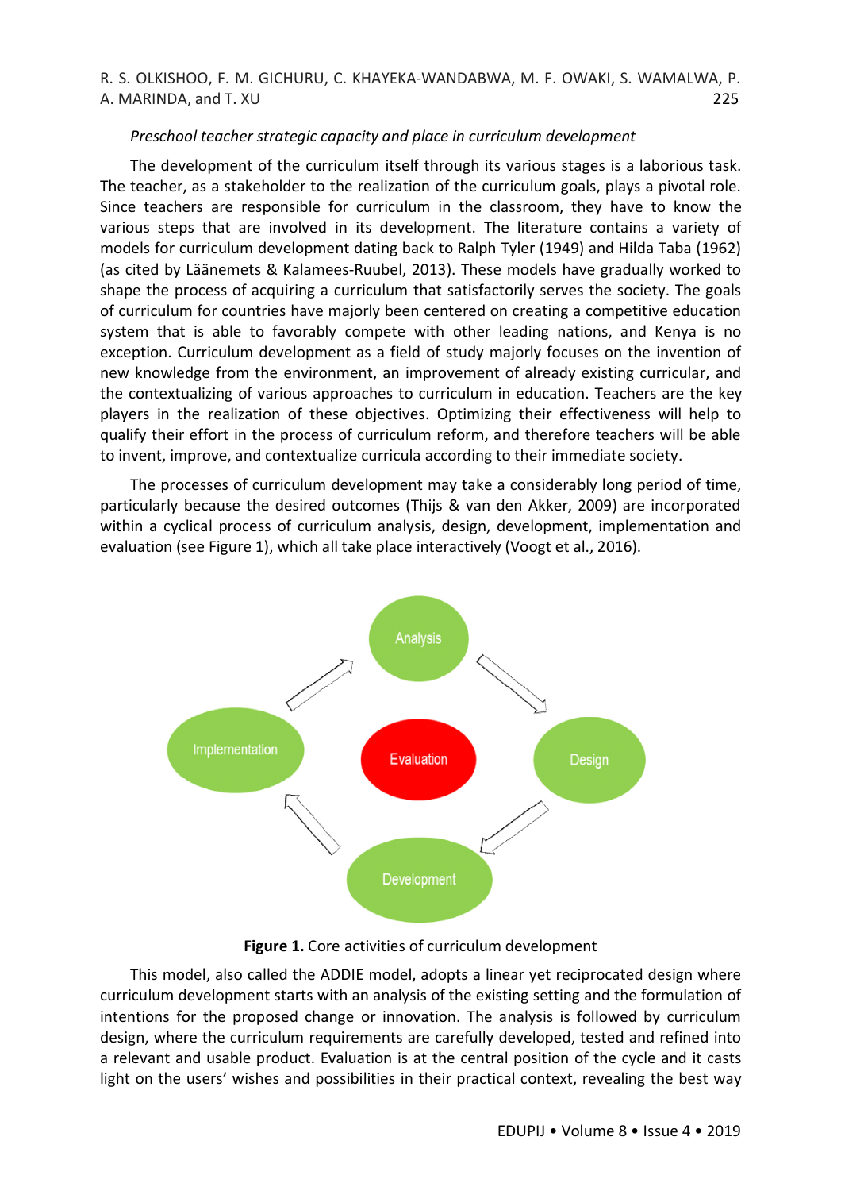*Preschool teacher strategic capacity and place in curriculum development*

The development of the curriculum itself through its various stages is a laborious task. The teacher, as a stakeholder to the realization of the curriculum goals, plays a pivotal role. Since teachers are responsible for curriculum in the classroom, they have to know the various steps that are involved in its development. The literature contains a variety of models for curriculum development dating back to Ralph Tyler (1949) and Hilda Taba (1962) (as cited by Läänemets & Kalamees-Ruubel, 2013). These models have gradually worked to shape the process of acquiring a curriculum that satisfactorily serves the society. The goals of curriculum for countries have majorly been centered on creating a competitive education system that is able to favorably compete with other leading nations, and Kenya is no exception. Curriculum development as a field of study majorly focuses on the invention of new knowledge from the environment, an improvement of already existing curricular, and the contextualizing of various approaches to curriculum in education. Teachers are the key players in the realization of these objectives. Optimizing their effectiveness will help to qualify their effort in the process of curriculum reform, and therefore teachers will be able to invent, improve, and contextualize curricula according to their immediate society.

The processes of curriculum development may take a considerably long period of time, particularly because the desired outcomes (Thijs & van den Akker, 2009) are incorporated within a cyclical process of curriculum analysis, design, development, implementation and evaluation (see Figure 1), which all take place interactively (Voogt et al., 2016).

**Figure 1.** Core activities of curriculum development

This model, also called the ADDIE model, adopts a linear yet reciprocated design where curriculum development starts with an analysis of the existing setting and the formulation of intentions for the proposed change or innovation. The analysis is followed by curriculum design, where the curriculum requirements are carefully developed, tested and refined into a relevant and usable product. Evaluation is at the central position of the cycle and it casts light on the users' wishes and possibilities in their practical context, revealing the best way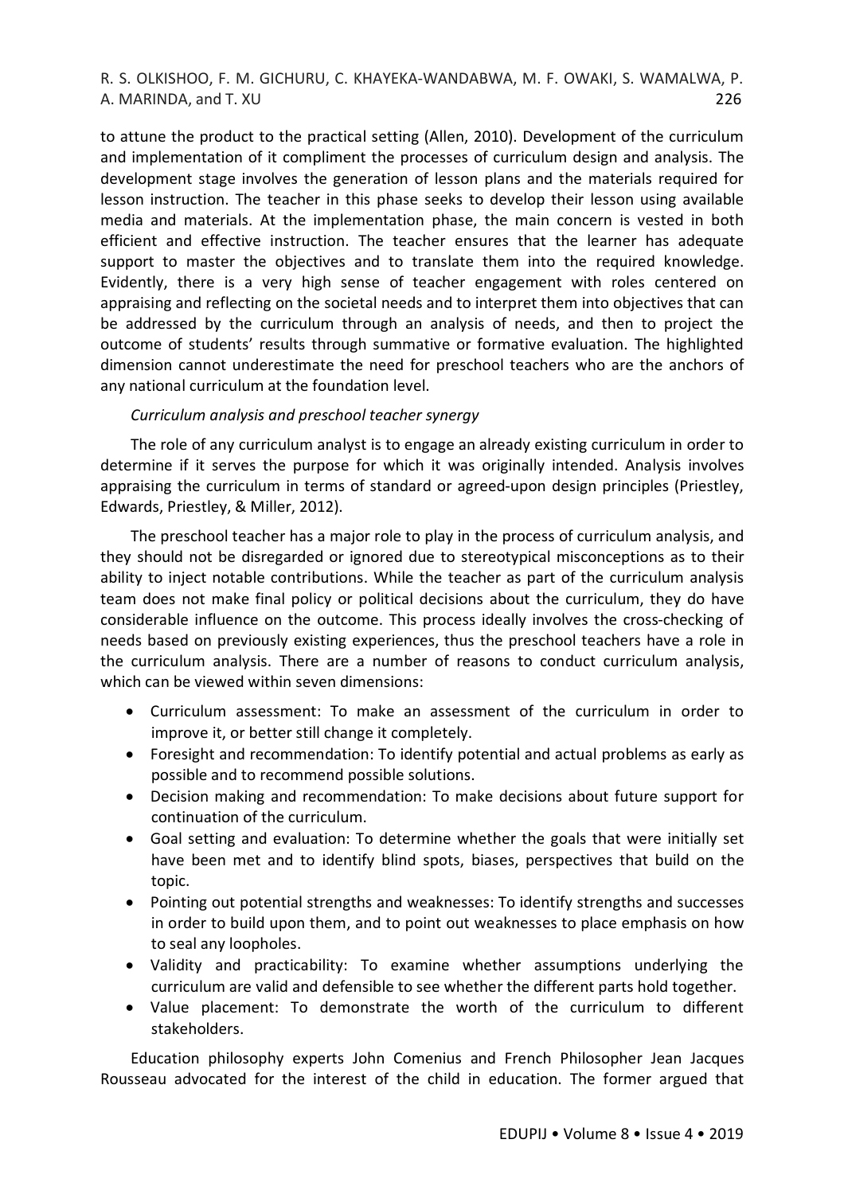to attune the product to the practical setting (Allen, 2010). Development of the curriculum and implementation of it compliment the processes of curriculum design and analysis. The development stage involves the generation of lesson plans and the materials required for lesson instruction. The teacher in this phase seeks to develop their lesson using available media and materials. At the implementation phase, the main concern is vested in both efficient and effective instruction. The teacher ensures that the learner has adequate support to master the objectives and to translate them into the required knowledge. Evidently, there is a very high sense of teacher engagement with roles centered on appraising and reflecting on the societal needs and to interpret them into objectives that can be addressed by the curriculum through an analysis of needs, and then to project the outcome of students' results through summative or formative evaluation. The highlighted dimension cannot underestimate the need for preschool teachers who are the anchors of any national curriculum at the foundation level.

*Curriculum analysis and preschool teacher synergy*

The role of any curriculum analyst is to engage an already existing curriculum in order to determine if it serves the purpose for which it was originally intended. Analysis involves appraising the curriculum in terms of standard or agreed-upon design principles (Priestley, Edwards, Priestley, & Miller, 2012).

The preschool teacher has a major role to play in the process of curriculum analysis, and they should not be disregarded or ignored due to stereotypical misconceptions as to their ability to inject notable contributions. While the teacher as part of the curriculum analysis team does not make final policy or political decisions about the curriculum, they do have considerable influence on the outcome. This process ideally involves the cross-checking of needs based on previously existing experiences, thus the preschool teachers have a role in the curriculum analysis. There are a number of reasons to conduct curriculum analysis, which can be viewed within seven dimensions:

- Curriculum assessment: To make an assessment of the curriculum in order to improve it, or better still change it completely.
- Foresight and recommendation: To identify potential and actual problems as early as possible and to recommend possible solutions.
- Decision making and recommendation: To make decisions about future support for continuation of the curriculum.
- Goal setting and evaluation: To determine whether the goals that were initially set have been met and to identify blind spots, biases, perspectives that build on the topic.
- Pointing out potential strengths and weaknesses: To identify strengths and successes in order to build upon them, and to point out weaknesses to place emphasis on how to seal any loopholes.
- Validity and practicability: To examine whether assumptions underlying the curriculum are valid and defensible to see whether the different parts hold together.
- Value placement: To demonstrate the worth of the curriculum to different stakeholders.

Education philosophy experts John Comenius and French Philosopher Jean Jacques Rousseau advocated for the interest of the child in education. The former argued that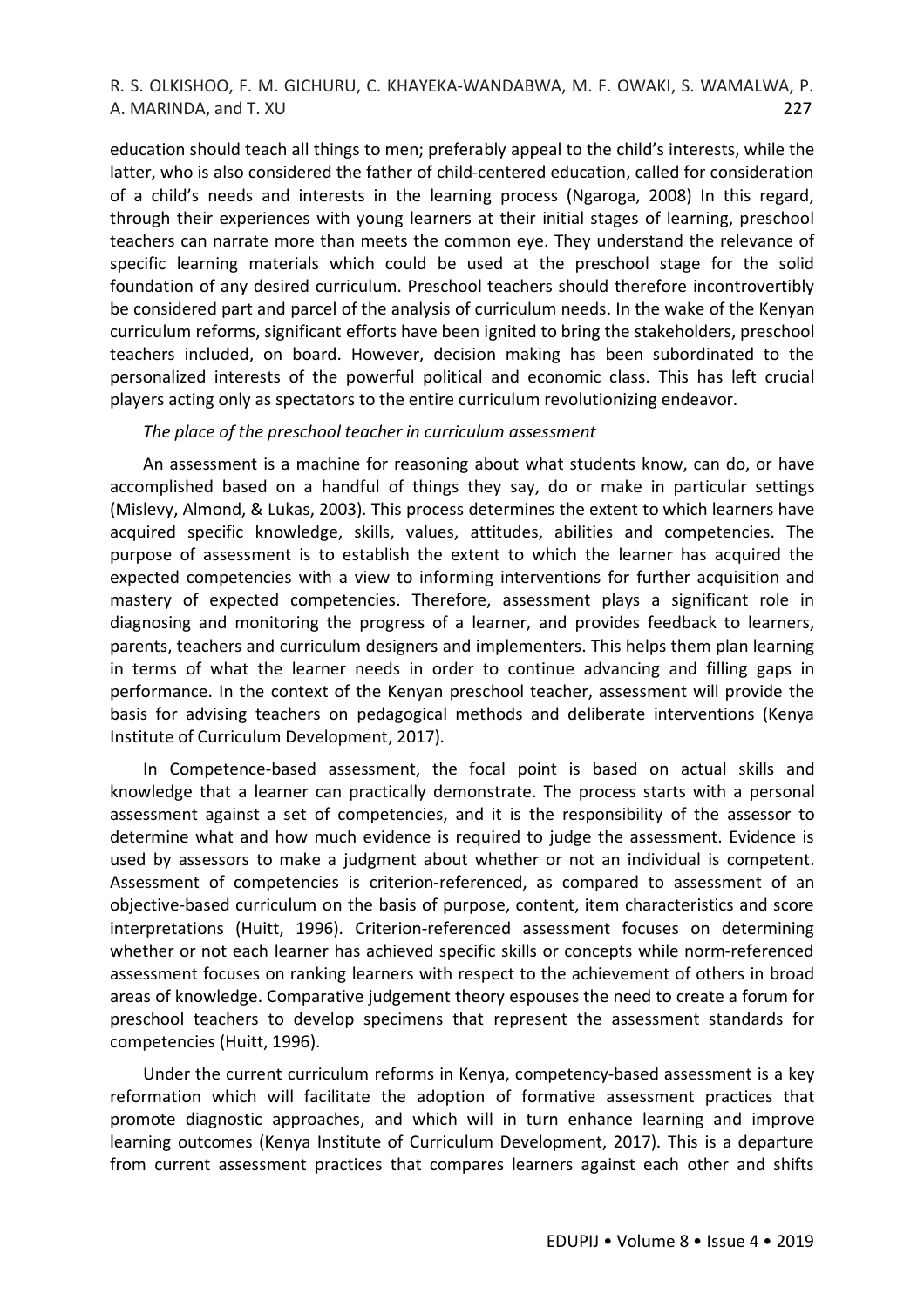education should teach all things to men; preferably appeal to the child's interests, while the latter, who is also considered the father of child-centered education, called for consideration of a child's needs and interests in the learning process (Ngaroga, 2008) In this regard, through their experiences with young learners at their initial stages of learning, preschool teachers can narrate more than meets the common eye. They understand the relevance of specific learning materials which could be used at the preschool stage for the solid foundation of any desired curriculum. Preschool teachers should therefore incontrovertibly be considered part and parcel of the analysis of curriculum needs. In the wake of the Kenyan curriculum reforms, significant efforts have been ignited to bring the stakeholders, preschool teachers included, on board. However, decision making has been subordinated to the personalized interests of the powerful political and economic class. This has left crucial players acting only as spectators to the entire curriculum revolutionizing endeavor.

*The place of the preschool teacher in curriculum assessment*

An assessment is a machine for reasoning about what students know, can do, or have accomplished based on a handful of things they say, do or make in particular settings (Mislevy, Almond, & Lukas, 2003). This process determines the extent to which learners have acquired specific knowledge, skills, values, attitudes, abilities and competencies. The purpose of assessment is to establish the extent to which the learner has acquired the expected competencies with a view to informing interventions for further acquisition and mastery of expected competencies. Therefore, assessment plays a significant role in diagnosing and monitoring the progress of a learner, and provides feedback to learners, parents, teachers and curriculum designers and implementers. This helps them plan learning in terms of what the learner needs in order to continue advancing and filling gaps in performance. In the context of the Kenyan preschool teacher, assessment will provide the basis for advising teachers on pedagogical methods and deliberate interventions (Kenya Institute of Curriculum Development, 2017).

In Competence-based assessment, the focal point is based on actual skills and knowledge that a learner can practically demonstrate. The process starts with a personal assessment against a set of competencies, and it is the responsibility of the assessor to determine what and how much evidence is required to judge the assessment. Evidence is used by assessors to make a judgment about whether or not an individual is competent. Assessment of competencies is criterion-referenced, as compared to assessment of an objective-based curriculum on the basis of purpose, content, item characteristics and score interpretations (Huitt, 1996). Criterion-referenced assessment focuses on determining whether or not each learner has achieved specific skills or concepts while norm-referenced assessment focuses on ranking learners with respect to the achievement of others in broad areas of knowledge. Comparative judgement theory espouses the need to create a forum for preschool teachers to develop specimens that represent the assessment standards for competencies (Huitt, 1996).

Under the current curriculum reforms in Kenya, competency-based assessment is a key reformation which will facilitate the adoption of formative assessment practices that promote diagnostic approaches, and which will in turn enhance learning and improve learning outcomes (Kenya Institute of Curriculum Development, 2017). This is a departure from current assessment practices that compares learners against each other and shifts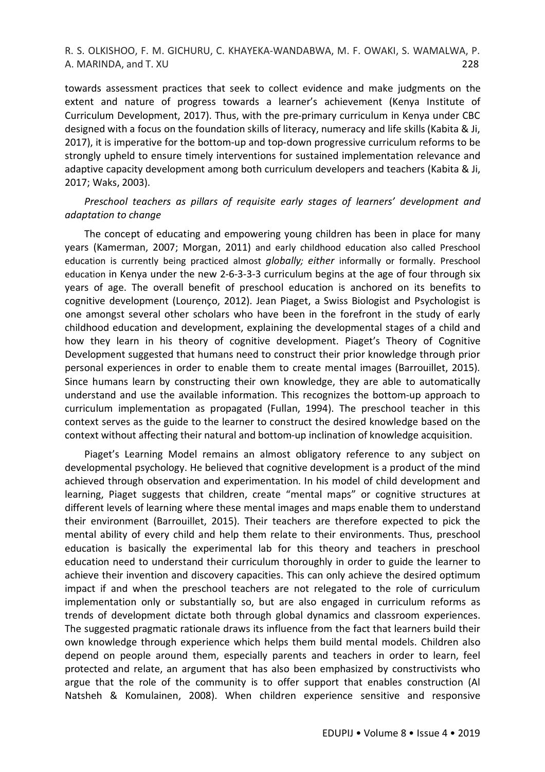towards assessment practices that seek to collect evidence and make judgments on the extent and nature of progress towards a learner's achievement (Kenya Institute of Curriculum Development, 2017). Thus, with the pre-primary curriculum in Kenya under CBC designed with a focus on the foundation skills of literacy, numeracy and life skills (Kabita & Ji, 2017), it is imperative for the bottom-up and top-down progressive curriculum reforms to be strongly upheld to ensure timely interventions for sustained implementation relevance and adaptive capacity development among both curriculum developers and teachers (Kabita & Ji, 2017; Waks, 2003).

*Preschool teachers as pillars of requisite early stages of learners' development and adaptation to change*

The concept of educating and empowering young children has been in place for many years (Kamerman, 2007; Morgan, 2011) and early childhood education also called Preschool education is currently being practiced almost *globally; either* informally or formally. Preschool education in Kenya under the new 2-6-3-3-3 curriculum begins at the age of four through six years of age. The overall benefit of preschool education is anchored on its benefits to cognitive development (Lourenço, 2012). Jean Piaget, a Swiss Biologist and Psychologist is one amongst several other scholars who have been in the forefront in the study of early childhood education and development, explaining the developmental stages of a child and how they learn in his theory of cognitive development. Piaget's Theory of Cognitive Development suggested that humans need to construct their prior knowledge through prior personal experiences in order to enable them to create mental images (Barrouillet, 2015). Since humans learn by constructing their own knowledge, they are able to automatically understand and use the available information. This recognizes the bottom-up approach to curriculum implementation as propagated (Fullan, 1994). The preschool teacher in this context serves as the guide to the learner to construct the desired knowledge based on the context without affecting their natural and bottom-up inclination of knowledge acquisition.

Piaget's Learning Model remains an almost obligatory reference to any subject on developmental psychology. He believed that cognitive development is a product of the mind achieved through observation and experimentation. In his model of child development and learning, Piaget suggests that children, create "mental maps" or cognitive structures at different levels of learning where these mental images and maps enable them to understand their environment (Barrouillet, 2015). Their teachers are therefore expected to pick the mental ability of every child and help them relate to their environments. Thus, preschool education is basically the experimental lab for this theory and teachers in preschool education need to understand their curriculum thoroughly in order to guide the learner to achieve their invention and discovery capacities. This can only achieve the desired optimum impact if and when the preschool teachers are not relegated to the role of curriculum implementation only or substantially so, but are also engaged in curriculum reforms as trends of development dictate both through global dynamics and classroom experiences. The suggested pragmatic rationale draws its influence from the fact that learners build their own knowledge through experience which helps them build mental models. Children also depend on people around them, especially parents and teachers in order to learn, feel protected and relate, an argument that has also been emphasized by constructivists who argue that the role of the community is to offer support that enables construction (Al Natsheh & Komulainen, 2008). When children experience sensitive and responsive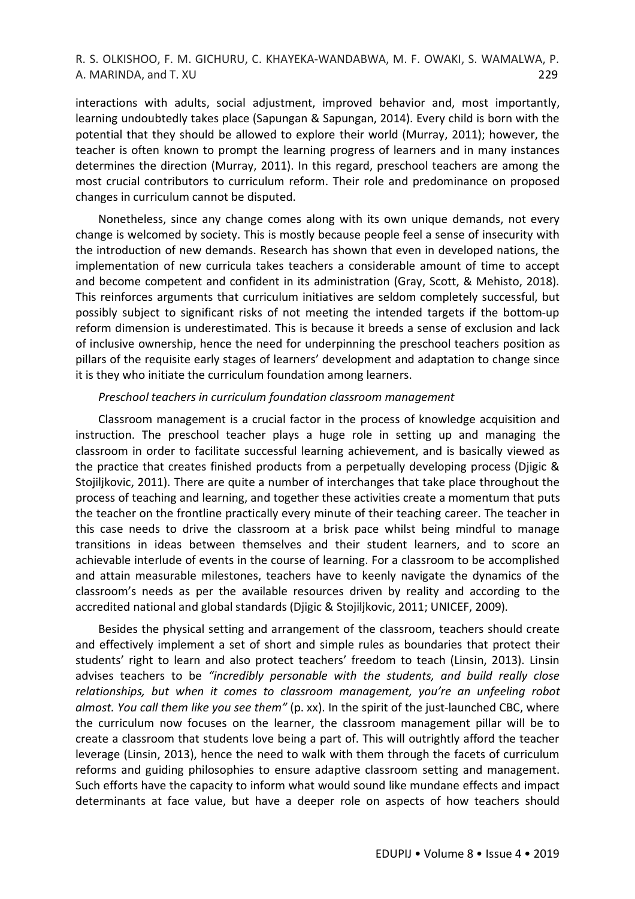interactions with adults, social adjustment, improved behavior and, most importantly, learning undoubtedly takes place (Sapungan & Sapungan, 2014). Every child is born with the potential that they should be allowed to explore their world (Murray, 2011); however, the teacher is often known to prompt the learning progress of learners and in many instances determines the direction (Murray, 2011). In this regard, preschool teachers are among the most crucial contributors to curriculum reform. Their role and predominance on proposed changes in curriculum cannot be disputed.

Nonetheless, since any change comes along with its own unique demands, not every change is welcomed by society. This is mostly because people feel a sense of insecurity with the introduction of new demands. Research has shown that even in developed nations, the implementation of new curricula takes teachers a considerable amount of time to accept and become competent and confident in its administration (Gray, Scott, & Mehisto, 2018). This reinforces arguments that curriculum initiatives are seldom completely successful, but possibly subject to significant risks of not meeting the intended targets if the bottom-up reform dimension is underestimated. This is because it breeds a sense of exclusion and lack of inclusive ownership, hence the need for underpinning the preschool teachers position as pillars of the requisite early stages of learners' development and adaptation to change since it is they who initiate the curriculum foundation among learners.

*Preschool teachers in curriculum foundation classroom management*

Classroom management is a crucial factor in the process of knowledge acquisition and instruction. The preschool teacher plays a huge role in setting up and managing the classroom in order to facilitate successful learning achievement, and is basically viewed as the practice that creates finished products from a perpetually developing process (Djigic & Stojiljkovic, 2011). There are quite a number of interchanges that take place throughout the process of teaching and learning, and together these activities create a momentum that puts the teacher on the frontline practically every minute of their teaching career. The teacher in this case needs to drive the classroom at a brisk pace whilst being mindful to manage transitions in ideas between themselves and their student learners, and to score an achievable interlude of events in the course of learning. For a classroom to be accomplished and attain measurable milestones, teachers have to keenly navigate the dynamics of the classroom's needs as per the available resources driven by reality and according to the accredited national and global standards (Djigic & Stojiljkovic, 2011; UNICEF, 2009).

Besides the physical setting and arrangement of the classroom, teachers should create and effectively implement a set of short and simple rules as boundaries that protect their students' right to learn and also protect teachers' freedom to teach (Linsin, 2013). Linsin advises teachers to be *"incredibly personable with the students, and build really close relationships, but when it comes to classroom management, you're an unfeeling robot almost. You call them like you see them"* (p. xx). In the spirit of the just-launched CBC, where the curriculum now focuses on the learner, the classroom management pillar will be to create a classroom that students love being a part of. This will outrightly afford the teacher leverage (Linsin, 2013), hence the need to walk with them through the facets of curriculum reforms and guiding philosophies to ensure adaptive classroom setting and management. Such efforts have the capacity to inform what would sound like mundane effects and impact determinants at face value, but have a deeper role on aspects of how teachers should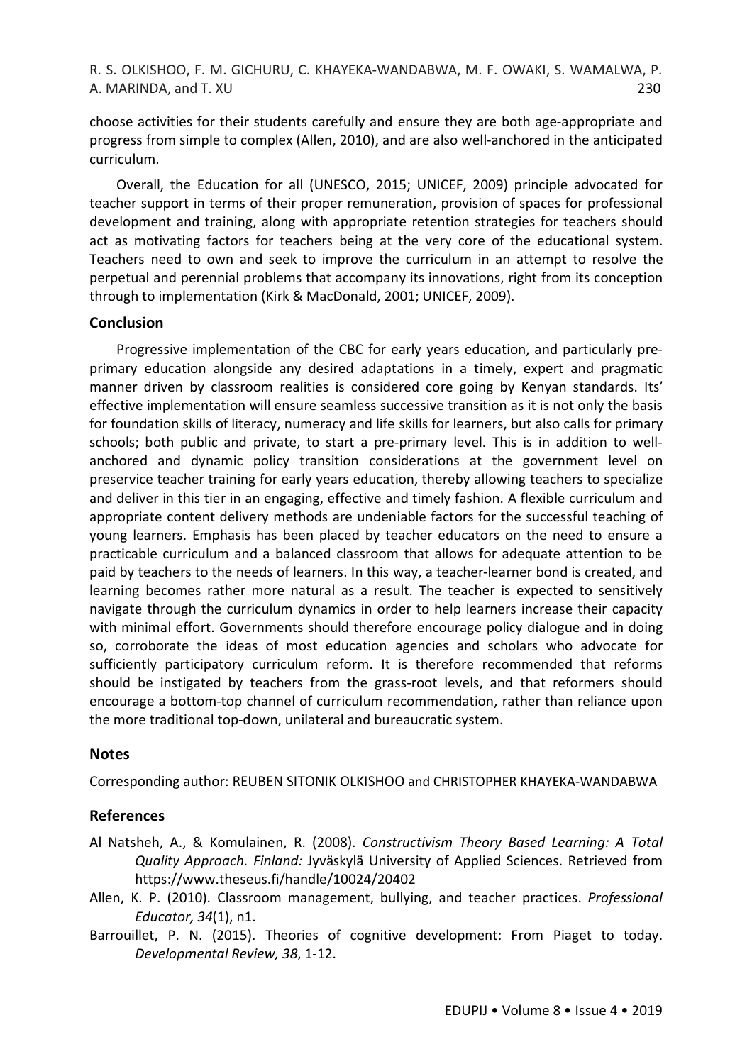choose activities for their students carefully and ensure they are both age-appropriate and progress from simple to complex (Allen, 2010), and are also well-anchored in the anticipated curriculum.

Overall, the Education for all (UNESCO, 2015; UNICEF, 2009) principle advocated for teacher support in terms of their proper remuneration, provision of spaces for professional development and training, along with appropriate retention strategies for teachers should act as motivating factors for teachers being at the very core of the educational system. Teachers need to own and seek to improve the curriculum in an attempt to resolve the perpetual and perennial problems that accompany its innovations, right from its conception through to implementation (Kirk & MacDonald, 2001; UNICEF, 2009).

## Conclusion

Progressive implementation of the CBC for early years education, and particularly pre-primary education alongside any desired adaptations in a timely, expert and pragmatic manner driven by classroom realities is considered core going by Kenyan standards. Its' effective implementation will ensure seamless successive transition as it is not only the basis for foundation skills of literacy, numeracy and life skills for learners, but also calls for primary schools; both public and private, to start a pre-primary level. This is in addition to well-anchored and dynamic policy transition considerations at the government level on preservice teacher training for early years education, thereby allowing teachers to specialize and deliver in this tier in an engaging, effective and timely fashion. A flexible curriculum and appropriate content delivery methods are undeniable factors for the successful teaching of young learners. Emphasis has been placed by teacher educators on the need to ensure a practicable curriculum and a balanced classroom that allows for adequate attention to be paid by teachers to the needs of learners. In this way, a teacher-learner bond is created, and learning becomes rather more natural as a result. The teacher is expected to sensitively navigate through the curriculum dynamics in order to help learners increase their capacity with minimal effort. Governments should therefore encourage policy dialogue and in doing so, corroborate the ideas of most education agencies and scholars who advocate for sufficiently participatory curriculum reform. It is therefore recommended that reforms should be instigated by teachers from the grass-root levels, and that reformers should encourage a bottom-top channel of curriculum recommendation, rather than reliance upon the more traditional top-down, unilateral and bureaucratic system.

## Notes

Corresponding author: REUBEN SITONIK OLKISHOO and CHRISTOPHER KHAYEKA-WANDABWA

## References

Al Natsheh, A., & Komulainen, R. (2008). *Constructivism Theory Based Learning: A Total Quality Approach. Finland:* Jyväskylä University of Applied Sciences. Retrieved from https://www.theseus.fi/handle/10024/20402

Allen, K. P. (2010). Classroom management, bullying, and teacher practices. *Professional Educator, 34*(1), n1.

Barrouillet, P. N. (2015). Theories of cognitive development: From Piaget to today. *Developmental Review, 38*, 1-12.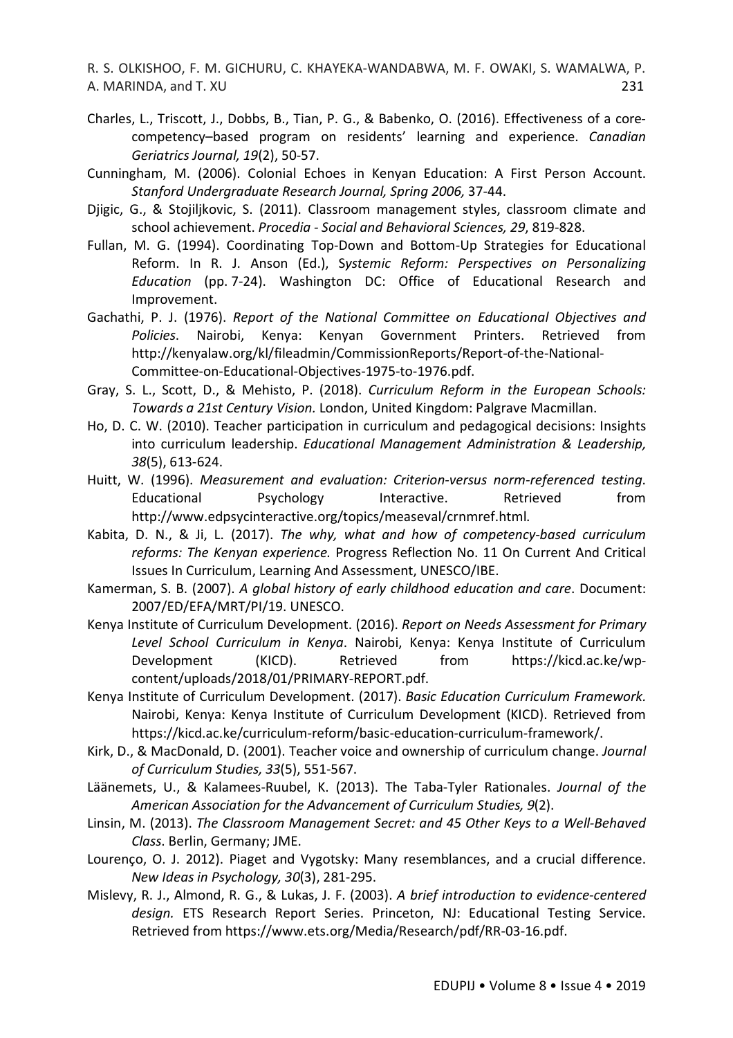Charles, L., Triscott, J., Dobbs, B., Tian, P. G., & Babenko, O. (2016). Effectiveness of a core-competency–based program on residents' learning and experience. *Canadian Geriatrics Journal, 19*(2), 50-57.

Cunningham, M. (2006). Colonial Echoes in Kenyan Education: A First Person Account. *Stanford Undergraduate Research Journal, Spring 2006,* 37-44.

Djigic, G., & Stojiljkovic, S. (2011). Classroom management styles, classroom climate and school achievement. *Procedia - Social and Behavioral Sciences, 29*, 819-828.

Fullan, M. G. (1994). Coordinating Top-Down and Bottom-Up Strategies for Educational Reform. In R. J. Anson (Ed.), S*ystemic Reform: Perspectives on Personalizing Education* (pp. 7-24). Washington DC: Office of Educational Research and Improvement.

Gachathi, P. J. (1976). *Report of the National Committee on Educational Objectives and Policies*. Nairobi, Kenya: Kenyan Government Printers. Retrieved from http://kenyalaw.org/kl/fileadmin/CommissionReports/Report-of-the-National-Committee-on-Educational-Objectives-1975-to-1976.pdf.

Gray, S. L., Scott, D., & Mehisto, P. (2018). *Curriculum Reform in the European Schools: Towards a 21st Century Vision.* London, United Kingdom: Palgrave Macmillan.

Ho, D. C. W. (2010). Teacher participation in curriculum and pedagogical decisions: Insights into curriculum leadership. *Educational Management Administration & Leadership, 38*(5), 613-624.

Huitt, W. (1996). *Measurement and evaluation: Criterion-versus norm-referenced testing.* Educational Psychology Interactive. Retrieved from http://www.edpsycinteractive.org/topics/measeval/crnmref.html.

Kabita, D. N., & Ji, L. (2017). *The why, what and how of competency-based curriculum reforms: The Kenyan experience.* Progress Reflection No. 11 On Current And Critical Issues In Curriculum, Learning And Assessment, UNESCO/IBE.

Kamerman, S. B. (2007). *A global history of early childhood education and care*. Document: 2007/ED/EFA/MRT/PI/19. UNESCO.

Kenya Institute of Curriculum Development. (2016). *Report on Needs Assessment for Primary Level School Curriculum in Kenya*. Nairobi, Kenya: Kenya Institute of Curriculum Development (KICD). Retrieved from https://kicd.ac.ke/wp-content/uploads/2018/01/PRIMARY-REPORT.pdf.

Kenya Institute of Curriculum Development. (2017). *Basic Education Curriculum Framework.* Nairobi, Kenya: Kenya Institute of Curriculum Development (KICD). Retrieved from https://kicd.ac.ke/curriculum-reform/basic-education-curriculum-framework/.

Kirk, D., & MacDonald, D. (2001). Teacher voice and ownership of curriculum change. *Journal of Curriculum Studies, 33*(5), 551-567.

Läänemets, U., & Kalamees-Ruubel, K. (2013). The Taba-Tyler Rationales. *Journal of the American Association for the Advancement of Curriculum Studies, 9*(2).

Linsin, M. (2013). *The Classroom Management Secret: and 45 Other Keys to a Well-Behaved Class*. Berlin, Germany; JME.

Lourenço, O. J. 2012). Piaget and Vygotsky: Many resemblances, and a crucial difference. *New Ideas in Psychology, 30*(3), 281-295.

Mislevy, R. J., Almond, R. G., & Lukas, J. F. (2003). *A brief introduction to evidence-centered design.* ETS Research Report Series. Princeton, NJ: Educational Testing Service. Retrieved from https://www.ets.org/Media/Research/pdf/RR-03-16.pdf.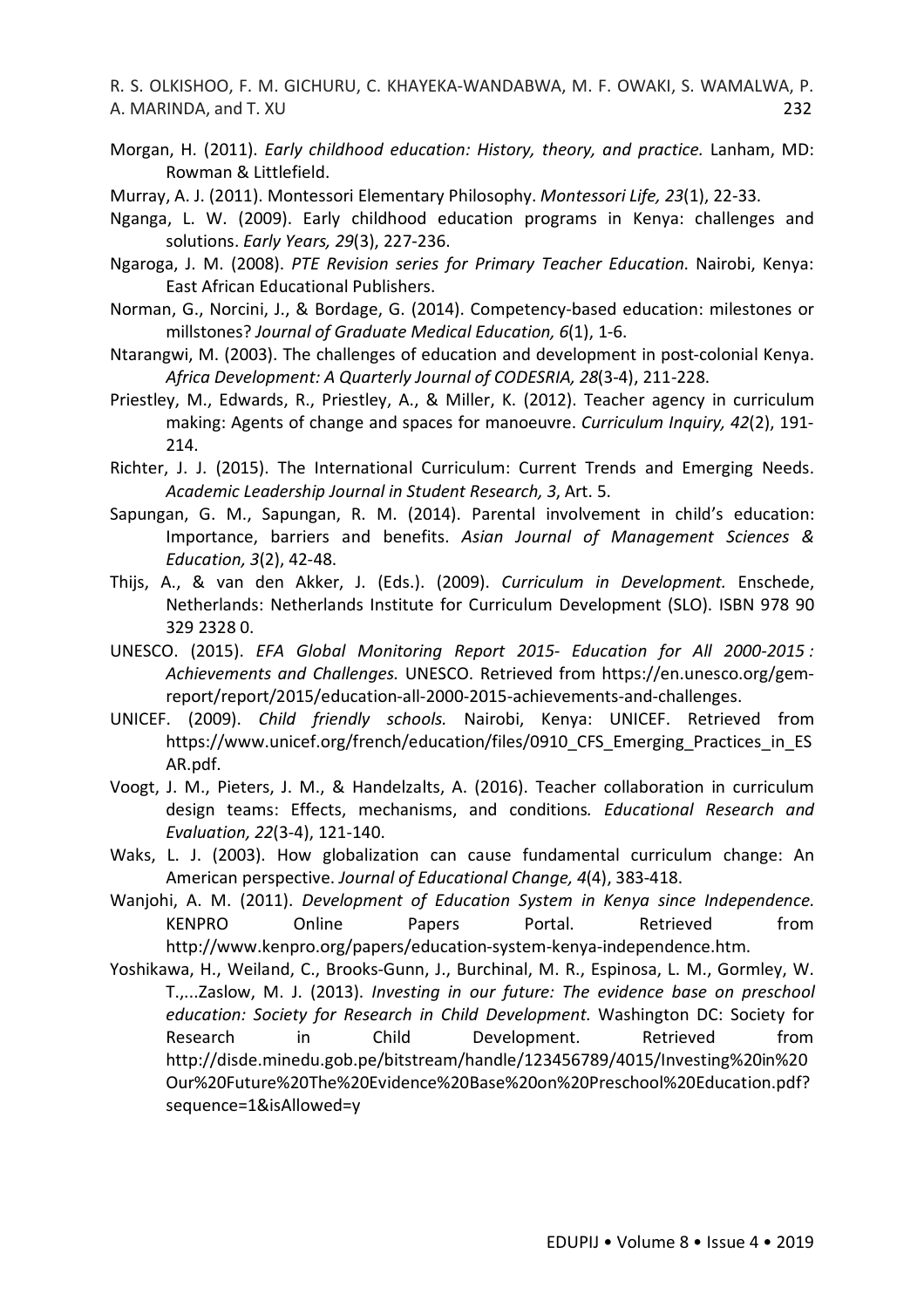Morgan, H. (2011). *Early childhood education: History, theory, and practice.* Lanham, MD: Rowman & Littlefield.

Murray, A. J. (2011). Montessori Elementary Philosophy. *Montessori Life, 23*(1), 22-33.

Nganga, L. W. (2009). Early childhood education programs in Kenya: challenges and solutions. *Early Years, 29*(3), 227-236.

Ngaroga, J. M. (2008). *PTE Revision series for Primary Teacher Education*. Nairobi, Kenya: East African Educational Publishers.

Norman, G., Norcini, J., & Bordage, G. (2014). Competency-based education: milestones or millstones? *Journal of Graduate Medical Education, 6*(1), 1-6.

Ntarangwi, M. (2003). The challenges of education and development in post-colonial Kenya. *Africa Development: A Quarterly Journal of CODESRIA, 28*(3-4), 211-228.

Priestley, M., Edwards, R., Priestley, A., & Miller, K. (2012). Teacher agency in curriculum making: Agents of change and spaces for manoeuvre. *Curriculum Inquiry, 42*(2), 191-214.

Richter, J. J. (2015). The International Curriculum: Current Trends and Emerging Needs. *Academic Leadership Journal in Student Research, 3*, Art. 5.

Sapungan, G. M., Sapungan, R. M. (2014). Parental involvement in child's education: Importance, barriers and benefits. *Asian Journal of Management Sciences & Education, 3*(2), 42-48.

Thijs, A., & van den Akker, J. (Eds.). (2009). *Curriculum in Development.* Enschede, Netherlands: Netherlands Institute for Curriculum Development (SLO). ISBN 978 90 329 2328 0.

UNESCO. (2015). *EFA Global Monitoring Report 2015- Education for All 2000-2015 : Achievements and Challenges.* UNESCO. Retrieved from https://en.unesco.org/gem-report/report/2015/education-all-2000-2015-achievements-and-challenges.

UNICEF. (2009). *Child friendly schools.* Nairobi, Kenya: UNICEF. Retrieved from https://www.unicef.org/french/education/files/0910_CFS_Emerging_Practices_in_ESAR.pdf.

Voogt, J. M., Pieters, J. M., & Handelzalts, A. (2016). Teacher collaboration in curriculum design teams: Effects, mechanisms, and conditions*. Educational Research and Evaluation, 22*(3-4), 121-140.

Waks, L. J. (2003). How globalization can cause fundamental curriculum change: An American perspective. *Journal of Educational Change, 4*(4), 383-418.

Wanjohi, A. M. (2011). *Development of Education System in Kenya since Independence.* KENPRO Online Papers Portal. Retrieved from http://www.kenpro.org/papers/education-system-kenya-independence.htm.

Yoshikawa, H., Weiland, C., Brooks-Gunn, J., Burchinal, M. R., Espinosa, L. M., Gormley, W. T.,...Zaslow, M. J. (2013). *Investing in our future: The evidence base on preschool education: Society for Research in Child Development.* Washington DC: Society for Research in Child Development. Retrieved from http://disde.minedu.gob.pe/bitstream/handle/123456789/4015/Investing%20in%20Our%20Future%20The%20Evidence%20Base%20on%20Preschool%20Education.pdf?sequence=1&isAllowed=y